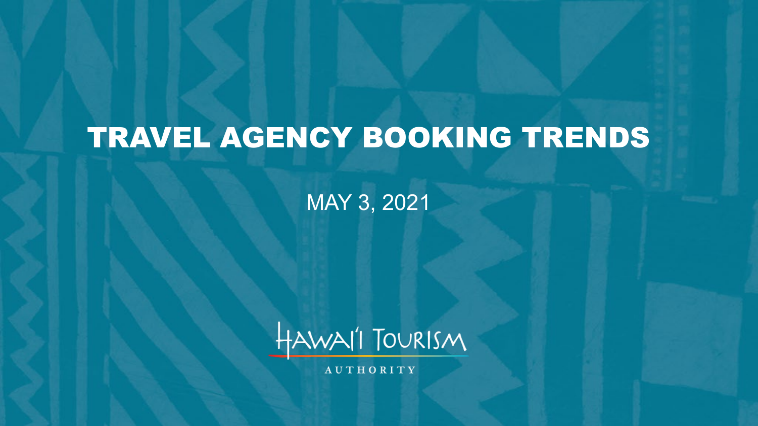# TRAVEL AGENCY BOOKING TRENDS

MAY 3, 2021

HAWAI'I TOURISM AUTHORITY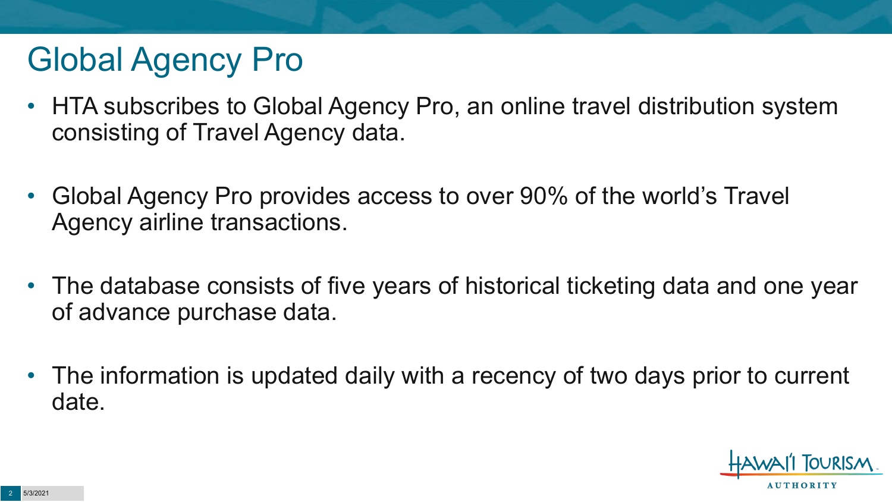# Global Agency Pro

- HTA subscribes to Global Agency Pro, an online travel distribution system consisting of Travel Agency data.
- Global Agency Pro provides access to over 90% of the world's Travel Agency airline transactions.
- The database consists of five years of historical ticketing data and one year of advance purchase data.
- The information is updated daily with a recency of two days prior to current date.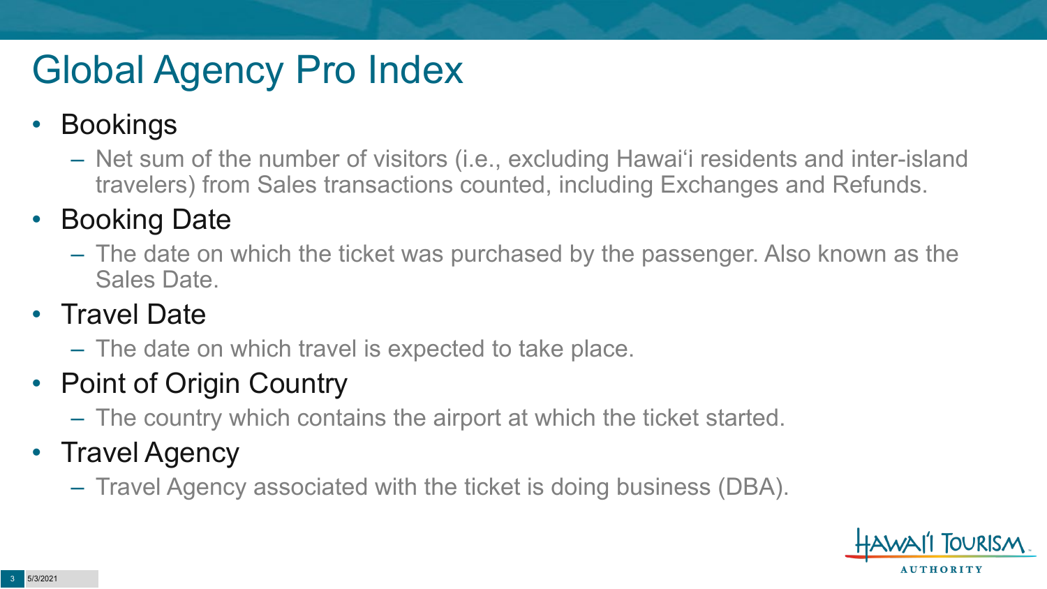# Global Agency Pro Index

- Bookings
  - Net sum of the number of visitors (i.e., excluding Hawai‘i residents and inter-island travelers) from Sales transactions counted, including Exchanges and Refunds.
- Booking Date
  - The date on which the ticket was purchased by the passenger. Also known as the Sales Date.
- Travel Date
  - The date on which travel is expected to take place.
- Point of Origin Country
  - The country which contains the airport at which the ticket started.
- Travel Agency
  - Travel Agency associated with the ticket is doing business (DBA).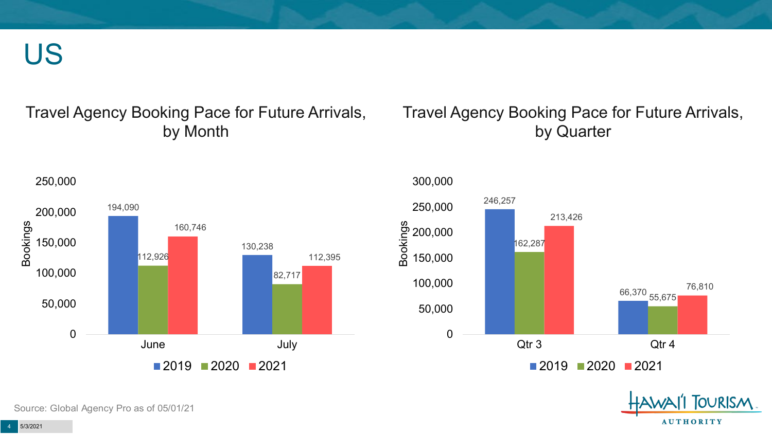# US

## Travel Agency Booking Pace for Future Arrivals, by Month

| Month | 2019 | 2020 | 2021 |
|---|---|---|---|
| June | 194,090 | 112,926 | 160,746 |
| July | 130,238 | 82,717 | 112,395 |

## Travel Agency Booking Pace for Future Arrivals, by Quarter

| Quarter | 2019 | 2020 | 2021 |
|---|---|---|---|
| Qtr 3 | 246,257 | 162,287 | 213,426 |
| Qtr 4 | 66,370 | 55,675 | 76,810 |

Source: Global Agency Pro as of 05/01/21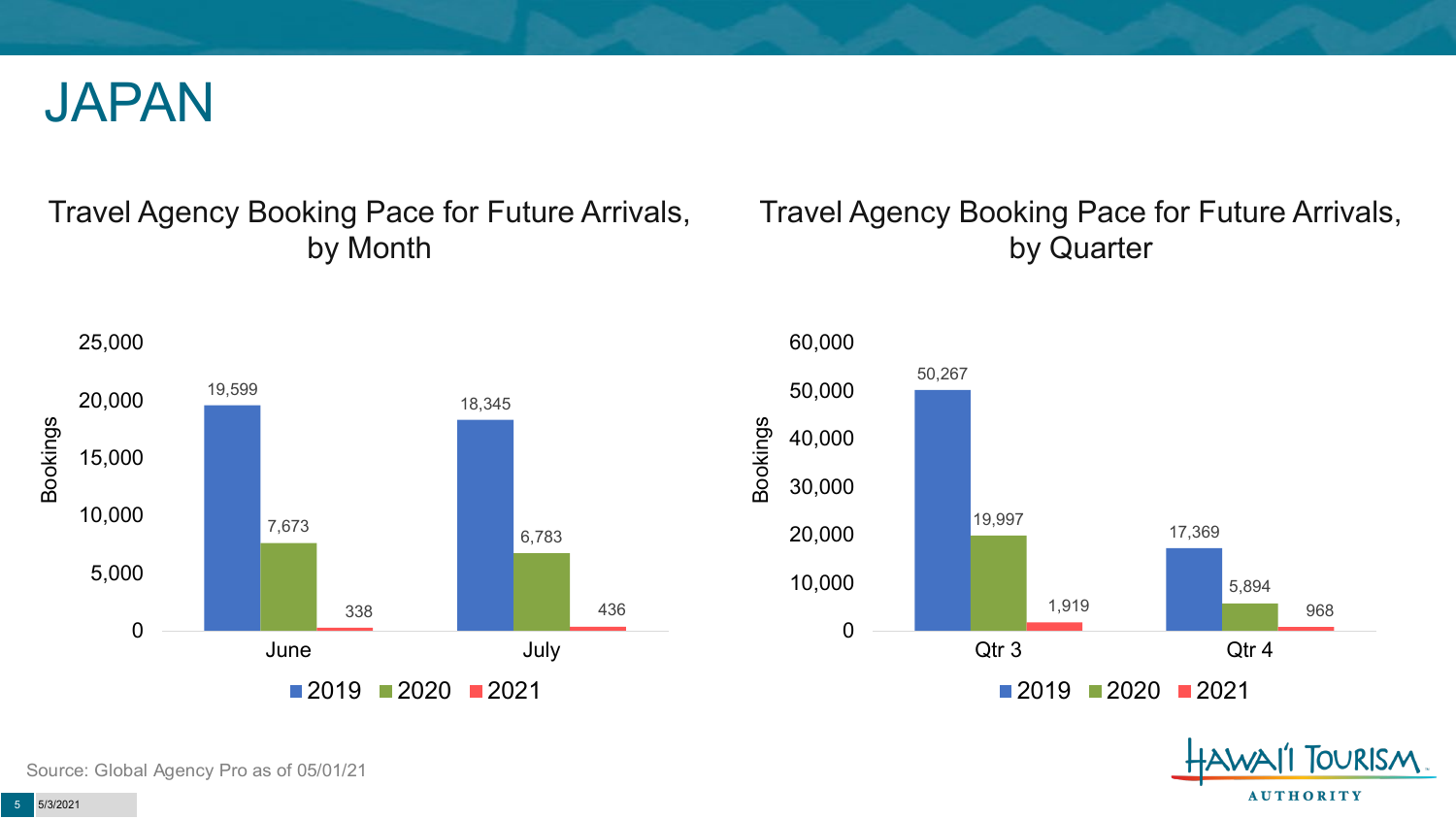# JAPAN

## Travel Agency Booking Pace for Future Arrivals, by Month

| Month | 2019 | 2020 | 2021 |
|---|---|---|---|
| June | 19,599 | 7,673 | 338 |
| July | 18,345 | 6,783 | 436 |

## Travel Agency Booking Pace for Future Arrivals, by Quarter

| Quarter | 2019 | 2020 | 2021 |
|---|---|---|---|
| Qtr 3 | 50,267 | 19,997 | 1,919 |
| Qtr 4 | 17,369 | 5,894 | 968 |

Source: Global Agency Pro as of 05/01/21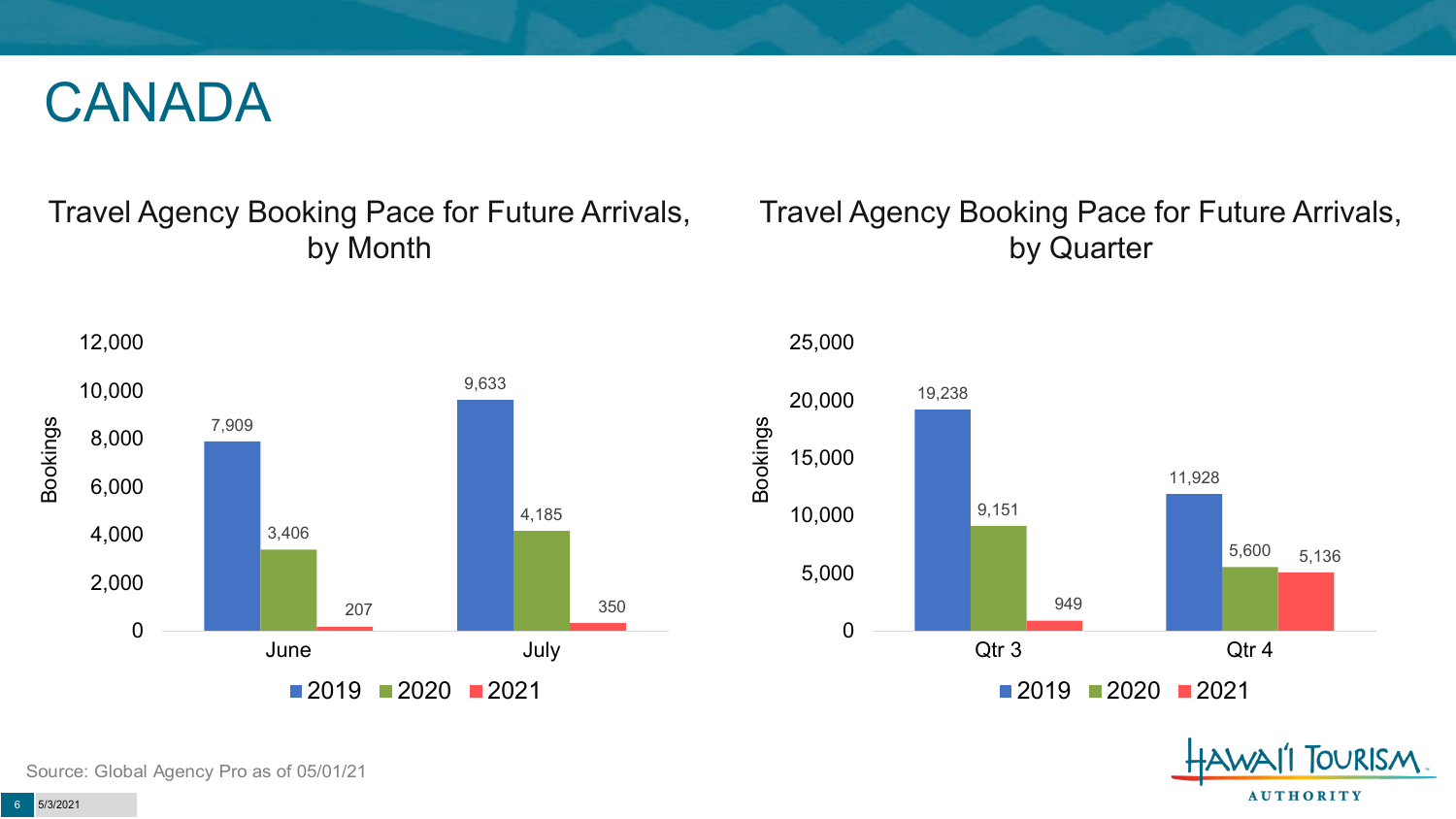# CANADA

## Travel Agency Booking Pace for Future Arrivals, by Month

| Month | 2019 | 2020 | 2021 |
| --- | --- | --- | --- |
| June | 7,909 | 3,406 | 207 |
| July | 9,633 | 4,185 | 350 |

## Travel Agency Booking Pace for Future Arrivals, by Quarter

| Quarter | 2019 | 2020 | 2021 |
| --- | --- | --- | --- |
| Qtr 3 | 19,238 | 9,151 | 949 |
| Qtr 4 | 11,928 | 5,600 | 5,136 |

Source: Global Agency Pro as of 05/01/21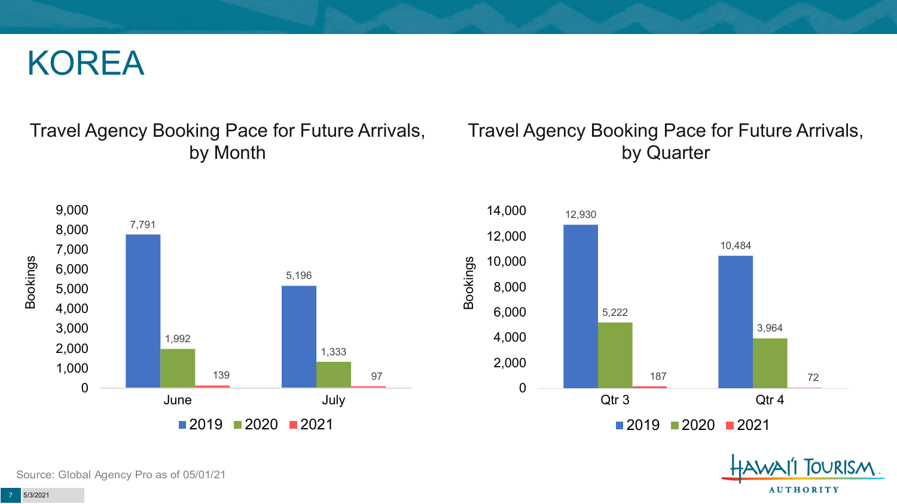# KOREA

## Travel Agency Booking Pace for Future Arrivals, by Month

| Month | 2019 | 2020 | 2021 |
|---|---|---|---|
| June | 7,791 | 1,992 | 139 |
| July | 5,196 | 1,333 | 97 |

## Travel Agency Booking Pace for Future Arrivals, by Quarter

| Quarter | 2019 | 2020 | 2021 |
|---|---|---|---|
| Qtr 3 | 12,930 | 5,222 | 187 |
| Qtr 4 | 10,484 | 3,964 | 72 |

Source: Global Agency Pro as of 05/01/21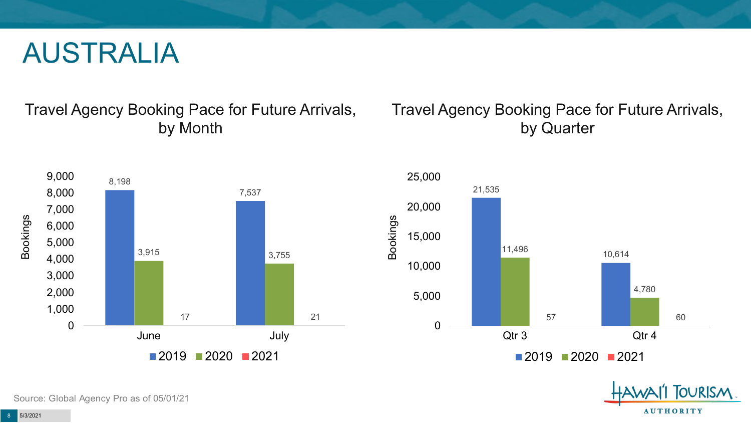# AUSTRALIA

## Travel Agency Booking Pace for Future Arrivals, by Month

| Bookings | 2019 | 2020 | 2021 |
|---|---|---|---|
| June | 8,198 | 3,915 | 17 |
| July | 7,537 | 3,755 | 21 |

## Travel Agency Booking Pace for Future Arrivals, by Quarter

| Bookings | 2019 | 2020 | 2021 |
|---|---|---|---|
| Qtr 3 | 21,535 | 11,496 | 57 |
| Qtr 4 | 10,614 | 4,780 | 60 |

Source: Global Agency Pro as of 05/01/21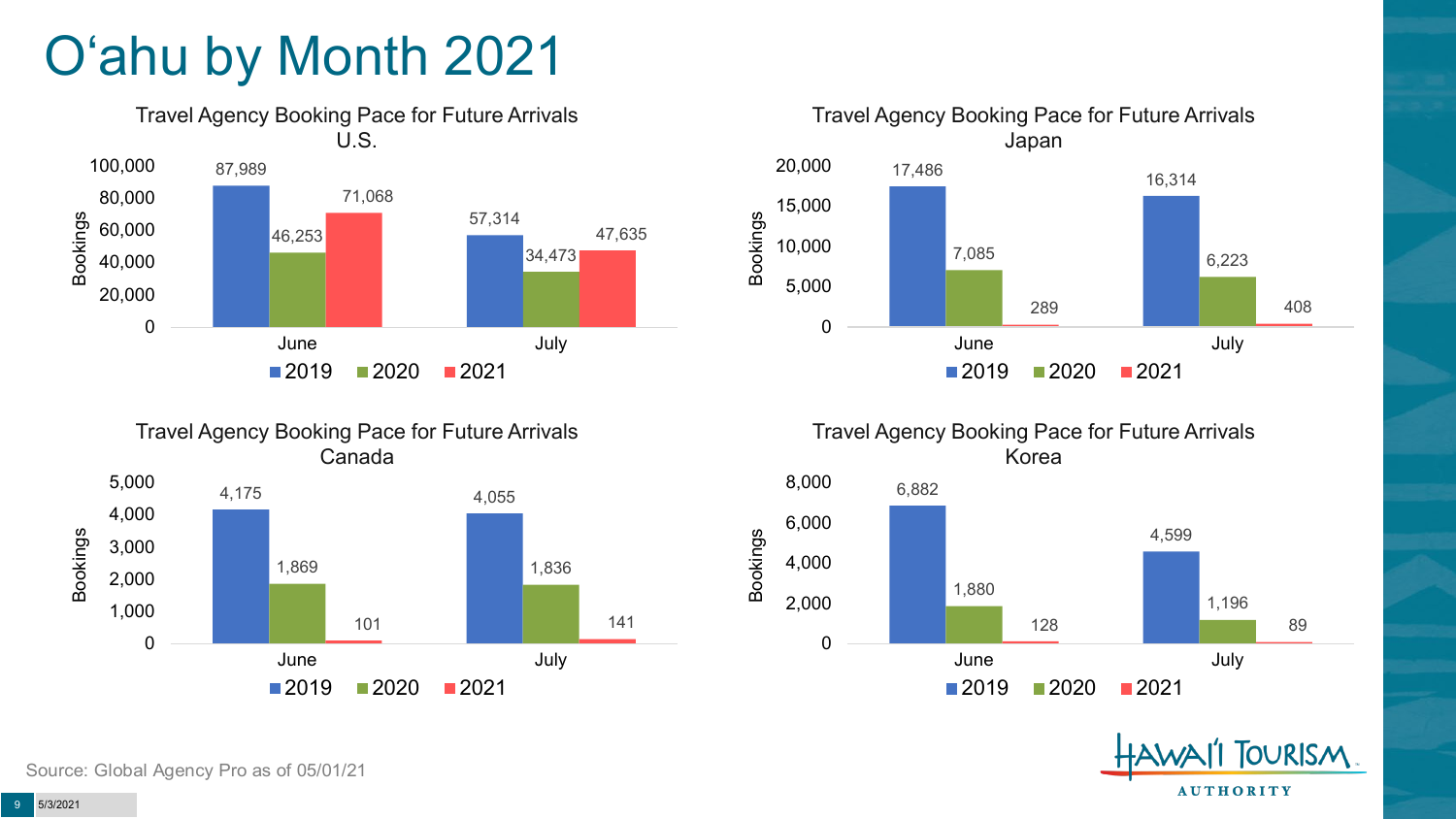# O'ahu by Month 2021

### Travel Agency Booking Pace for Future Arrivals U.S.

| Bookings | 2019 | 2020 | 2021 |
|---|---|---|---|
| June | 87,989 | 46,253 | 71,068 |
| July | 57,314 | 34,473 | 47,635 |

### Travel Agency Booking Pace for Future Arrivals Japan

| Bookings | 2019 | 2020 | 2021 |
|---|---|---|---|
| June | 17,486 | 7,085 | 289 |
| July | 16,314 | 6,223 | 408 |

### Travel Agency Booking Pace for Future Arrivals Canada

| Bookings | 2019 | 2020 | 2021 |
|---|---|---|---|
| June | 4,175 | 1,869 | 101 |
| July | 4,055 | 1,836 | 141 |

### Travel Agency Booking Pace for Future Arrivals Korea

| Bookings | 2019 | 2020 | 2021 |
|---|---|---|---|
| June | 6,882 | 1,880 | 128 |
| July | 4,599 | 1,196 | 89 |

Source: Global Agency Pro as of 05/01/21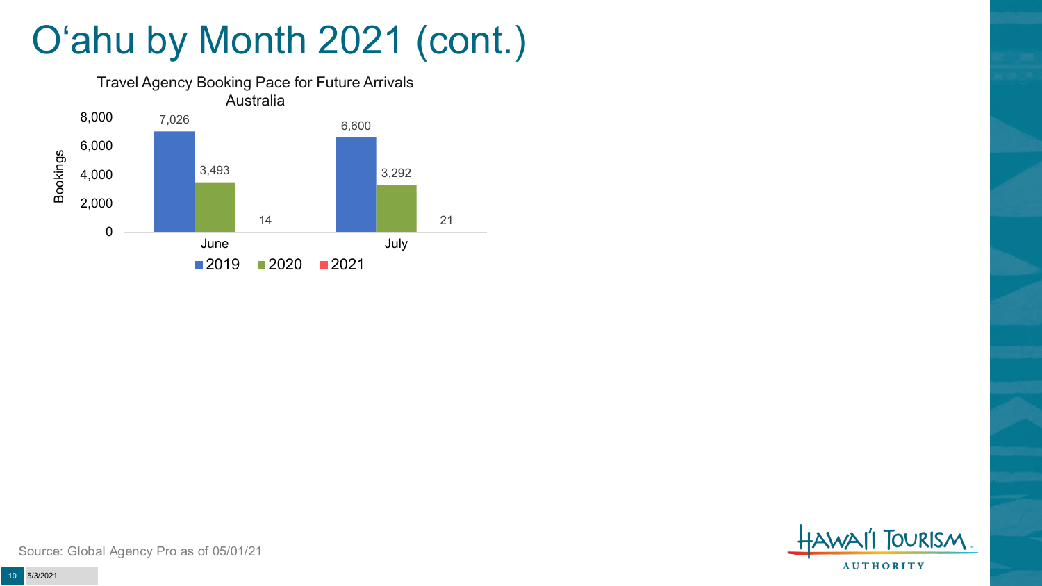# O'ahu by Month 2021 (cont.)

**Travel Agency Booking Pace for Future Arrivals**
**Australia**

| Month | 2019 | 2020 | 2021 |
|---|---|---|---|
| June | 7,026 | 3,493 | 14 |
| July | 6,600 | 3,292 | 21 |

Source: Global Agency Pro as of 05/01/21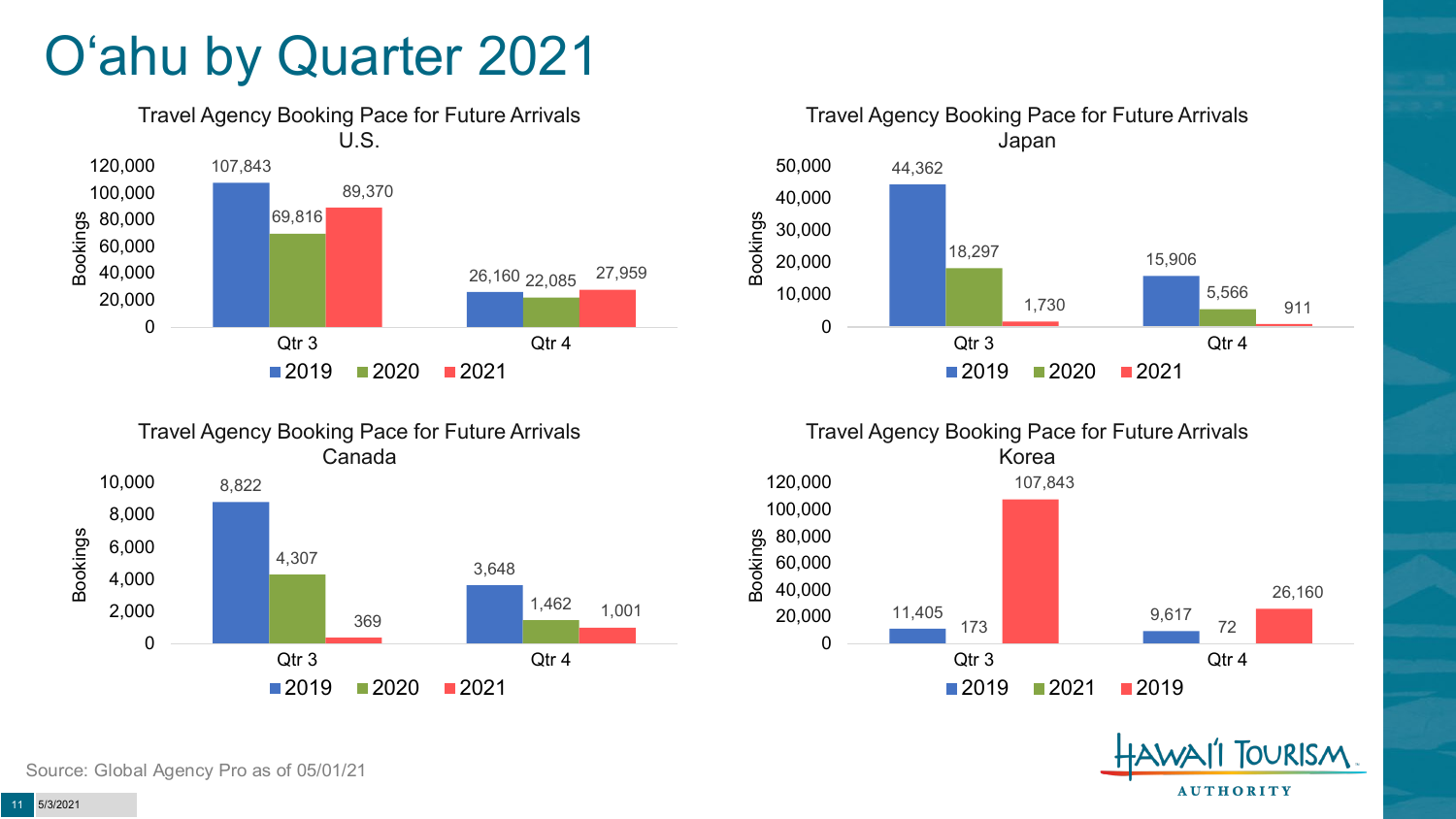# O'ahu by Quarter 2021

### Travel Agency Booking Pace for Future Arrivals U.S.

| Bookings | 2019 | 2020 | 2021 |
|---|---|---|---|
| Qtr 3 | 107,843 | 69,816 | 89,370 |
| Qtr 4 | 26,160 | 22,085 | 27,959 |

### Travel Agency Booking Pace for Future Arrivals Japan

| Bookings | 2019 | 2020 | 2021 |
|---|---|---|---|
| Qtr 3 | 44,362 | 18,297 | 1,730 |
| Qtr 4 | 15,906 | 5,566 | 911 |

### Travel Agency Booking Pace for Future Arrivals Canada

| Bookings | 2019 | 2020 | 2021 |
|---|---|---|---|
| Qtr 3 | 8,822 | 4,307 | 369 |
| Qtr 4 | 3,648 | 1,462 | 1,001 |

### Travel Agency Booking Pace for Future Arrivals Korea

| Bookings | 2019 | 2021 | 2019 |
|---|---|---|---|
| Qtr 3 | 11,405 | 173 | 107,843 |
| Qtr 4 | 9,617 | 72 | 26,160 |

Source: Global Agency Pro as of 05/01/21

5/3/2021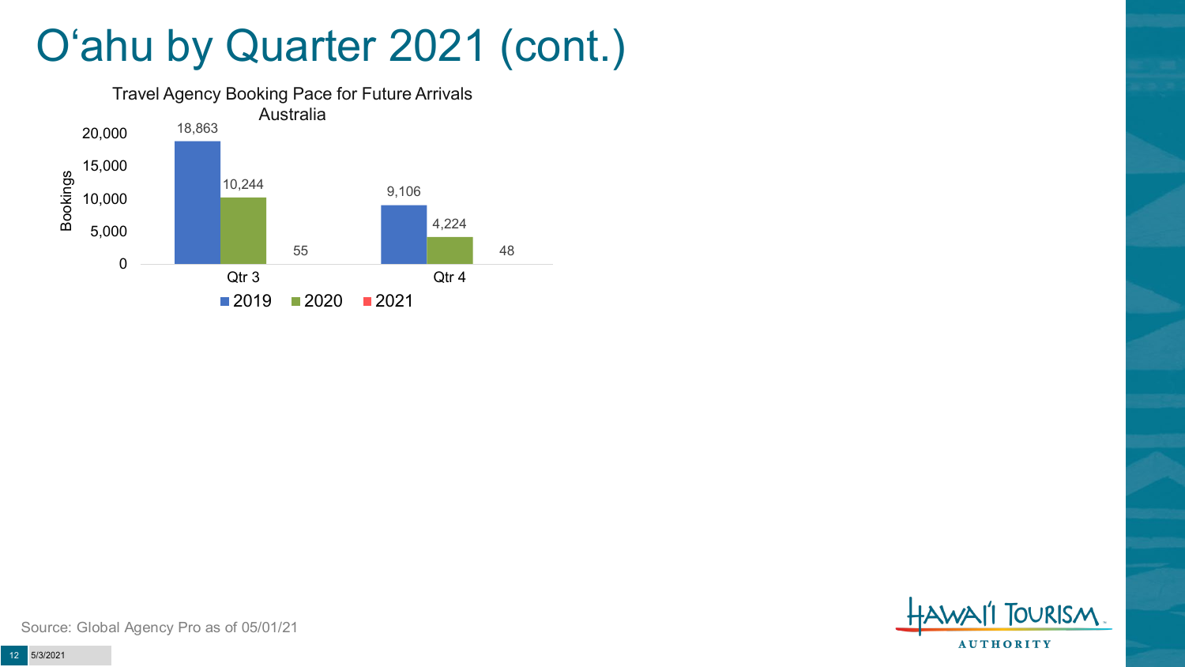# O'ahu by Quarter 2021 (cont.)

Travel Agency Booking Pace for Future Arrivals
Australia

| | 2019 | 2020 | 2021 |
|---|---|---|---|
| Qtr 3 | 18,863 | 10,244 | 55 |
| Qtr 4 | 9,106 | 4,224 | 48 |

Source: Global Agency Pro as of 05/01/21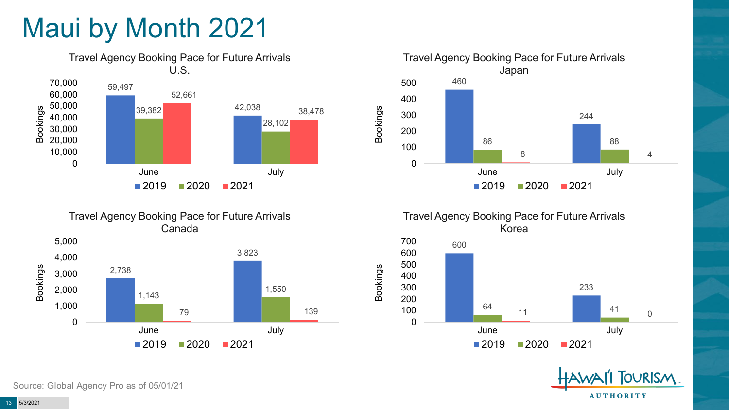# Maui by Month 2021

### Travel Agency Booking Pace for Future Arrivals U.S.

| Bookings | 2019 | 2020 | 2021 |
|---|---|---|---|
| June | 59,497 | 39,382 | 52,661 |
| July | 42,038 | 28,102 | 38,478 |

### Travel Agency Booking Pace for Future Arrivals Japan

| Bookings | 2019 | 2020 | 2021 |
|---|---|---|---|
| June | 460 | 86 | 8 |
| July | 244 | 88 | 4 |

### Travel Agency Booking Pace for Future Arrivals Canada

| Bookings | 2019 | 2020 | 2021 |
|---|---|---|---|
| June | 2,738 | 1,143 | 79 |
| July | 3,823 | 1,550 | 139 |

### Travel Agency Booking Pace for Future Arrivals Korea

| Bookings | 2019 | 2020 | 2021 |
|---|---|---|---|
| June | 600 | 64 | 11 |
| July | 233 | 41 | 0 |

Source: Global Agency Pro as of 05/01/21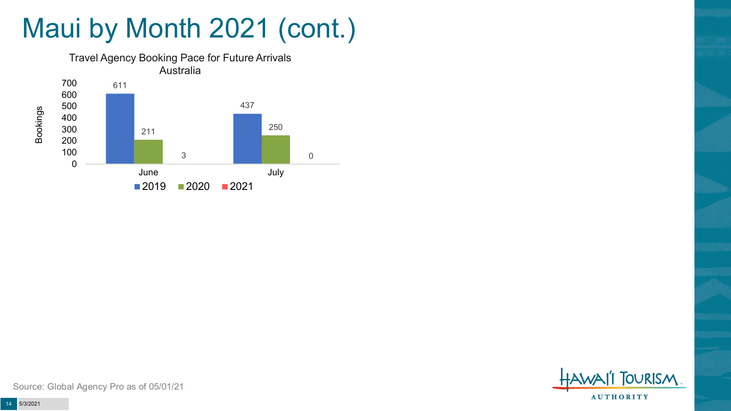# Maui by Month 2021 (cont.)

**Travel Agency Booking Pace for Future Arrivals**
**Australia**

| Month | 2019 | 2020 | 2021 |
|---|---|---|---|
| June | 611 | 211 | 3 |
| July | 437 | 250 | 0 |

Source: Global Agency Pro as of 05/01/21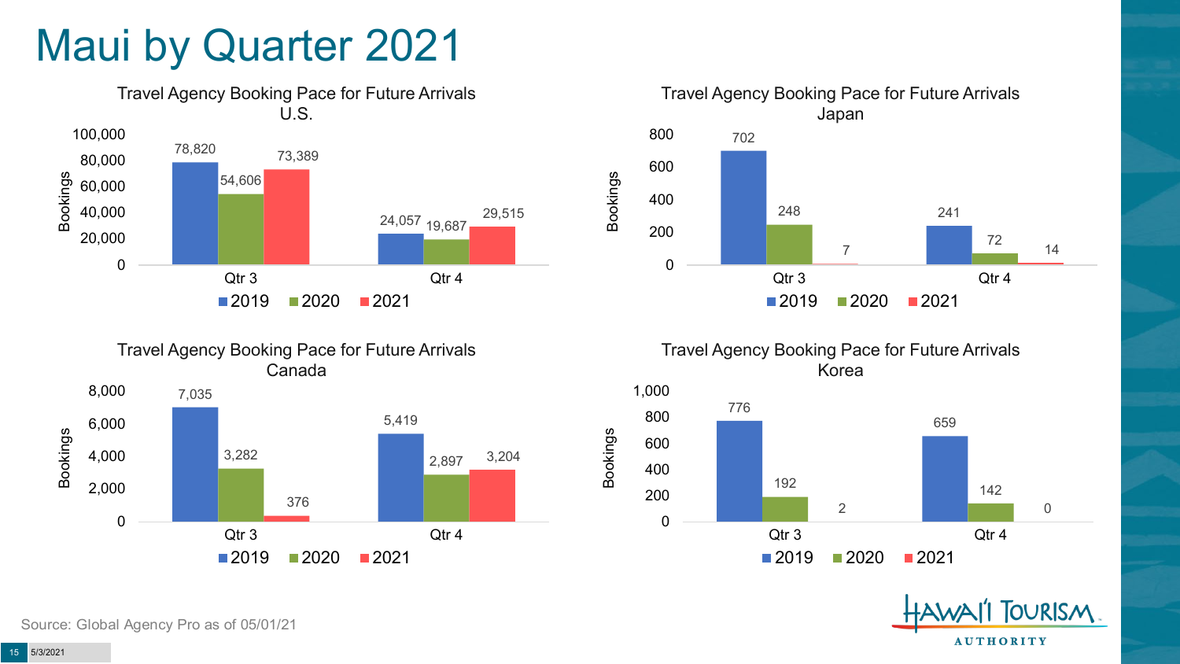# Maui by Quarter 2021

### Travel Agency Booking Pace for Future Arrivals U.S.

| | 2019 | 2020 | 2021 |
|---|---|---|---|
| Qtr 3 | 78,820 | 54,606 | 73,389 |
| Qtr 4 | 24,057 | 19,687 | 29,515 |

### Travel Agency Booking Pace for Future Arrivals Japan

| | 2019 | 2020 | 2021 |
|---|---|---|---|
| Qtr 3 | 702 | 248 | 7 |
| Qtr 4 | 241 | 72 | 14 |

### Travel Agency Booking Pace for Future Arrivals Canada

| | 2019 | 2020 | 2021 |
|---|---|---|---|
| Qtr 3 | 7,035 | 3,282 | 376 |
| Qtr 4 | 5,419 | 2,897 | 3,204 |

### Travel Agency Booking Pace for Future Arrivals Korea

| | 2019 | 2020 | 2021 |
|---|---|---|---|
| Qtr 3 | 776 | 192 | 2 |
| Qtr 4 | 659 | 142 | 0 |

Source: Global Agency Pro as of 05/01/21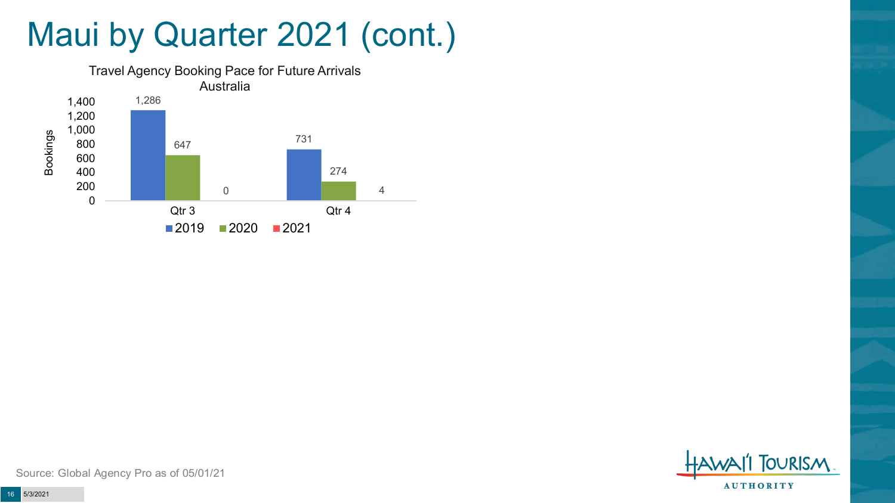# Maui by Quarter 2021 (cont.)

Travel Agency Booking Pace for Future Arrivals
Australia

| Quarter | 2019 | 2020 | 2021 |
| --- | --- | --- | --- |
| Qtr 3 | 1,286 | 647 | 0 |
| Qtr 4 | 731 | 274 | 4 |

Source: Global Agency Pro as of 05/01/21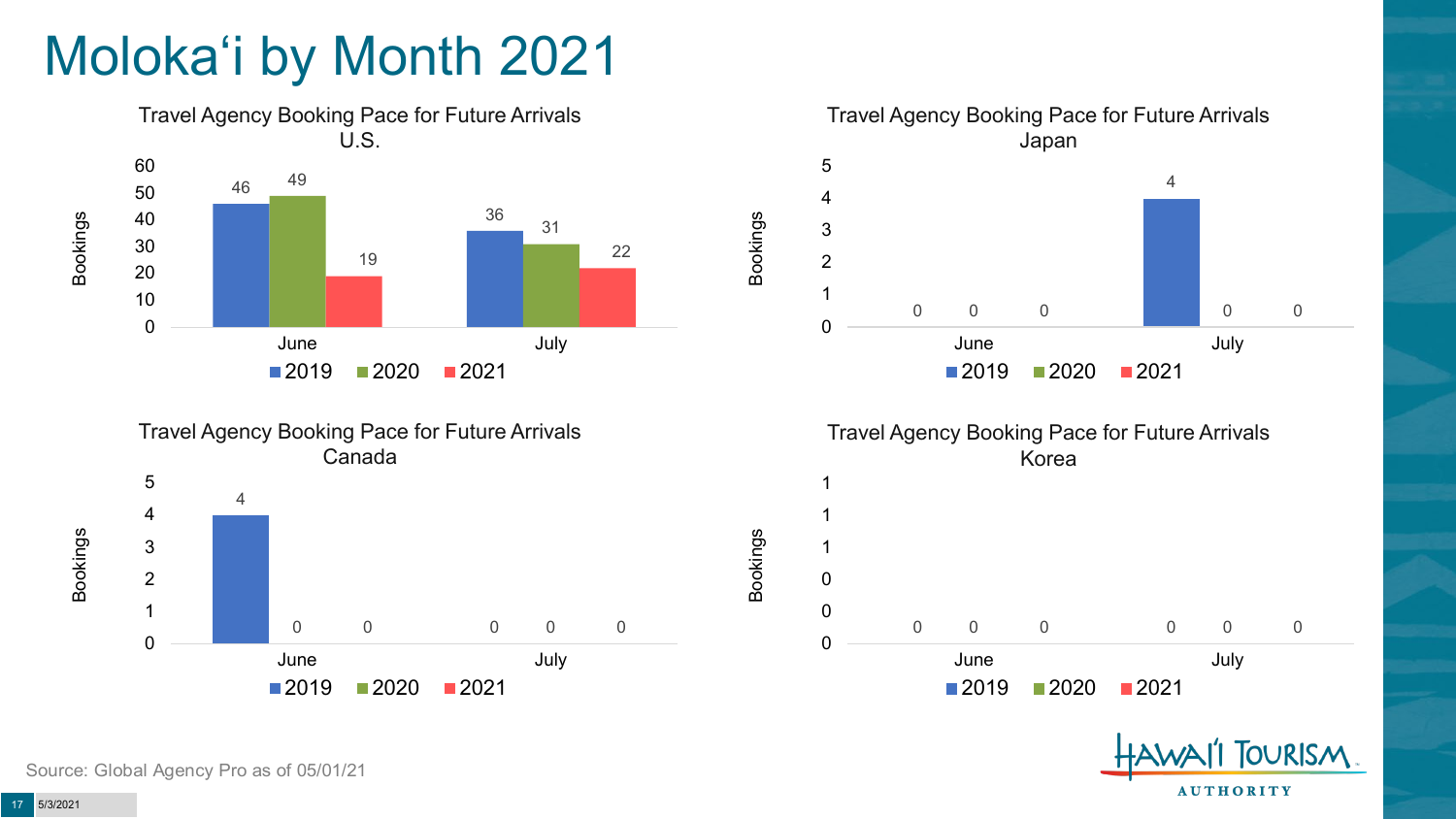# Moloka'i by Month 2021

### Travel Agency Booking Pace for Future Arrivals U.S.

| Month | 2019 | 2020 | 2021 |
| --- | --- | --- | --- |
| June | 46 | 49 | 19 |
| July | 36 | 31 | 22 |

### Travel Agency Booking Pace for Future Arrivals Japan

| Month | 2019 | 2020 | 2021 |
| --- | --- | --- | --- |
| June | 0 | 0 | 0 |
| July | 4 | 0 | 0 |

### Travel Agency Booking Pace for Future Arrivals Canada

| Month | 2019 | 2020 | 2021 |
| --- | --- | --- | --- |
| June | 4 | 0 | 0 |
| July | 0 | 0 | 0 |

### Travel Agency Booking Pace for Future Arrivals Korea

| Month | 2019 | 2020 | 2021 |
| --- | --- | --- | --- |
| June | 0 | 0 | 0 |
| July | 0 | 0 | 0 |

Source: Global Agency Pro as of 05/01/21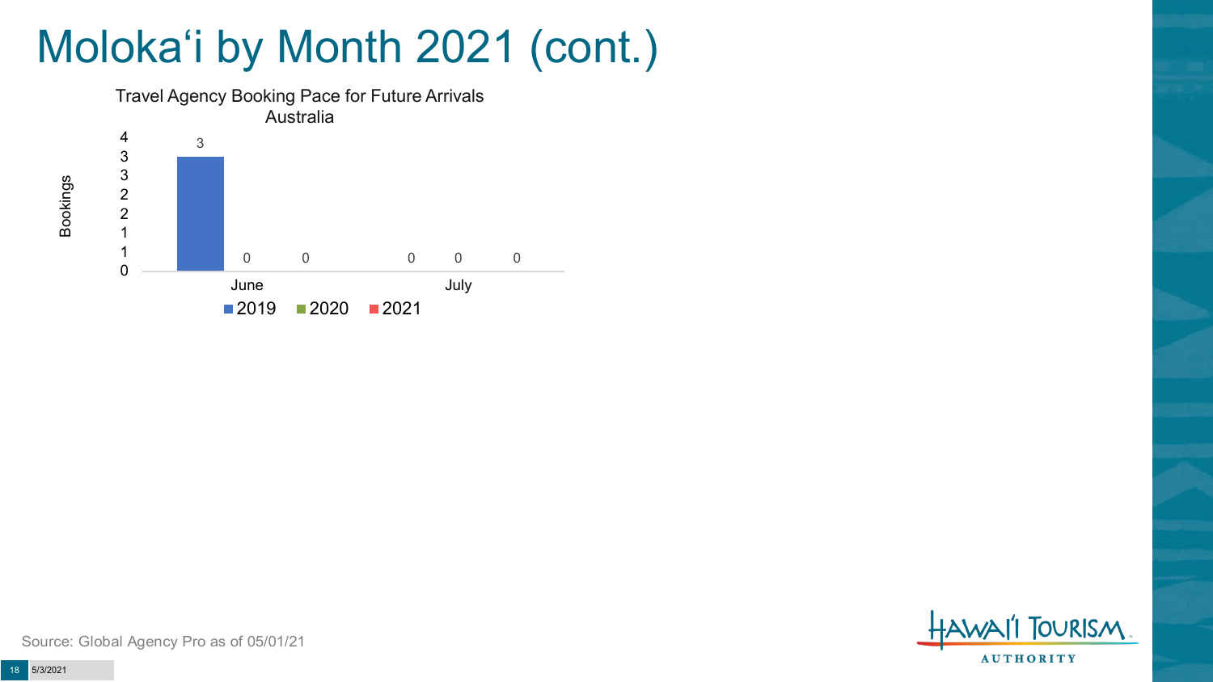# Molokaʻi by Month 2021 (cont.)

Travel Agency Booking Pace for Future Arrivals
Australia

| Bookings | 2019 | 2020 | 2021 |
| --- | --- | --- | --- |
| June | 3 | 0 | 0 |
| July | 0 | 0 | 0 |

Source: Global Agency Pro as of 05/01/21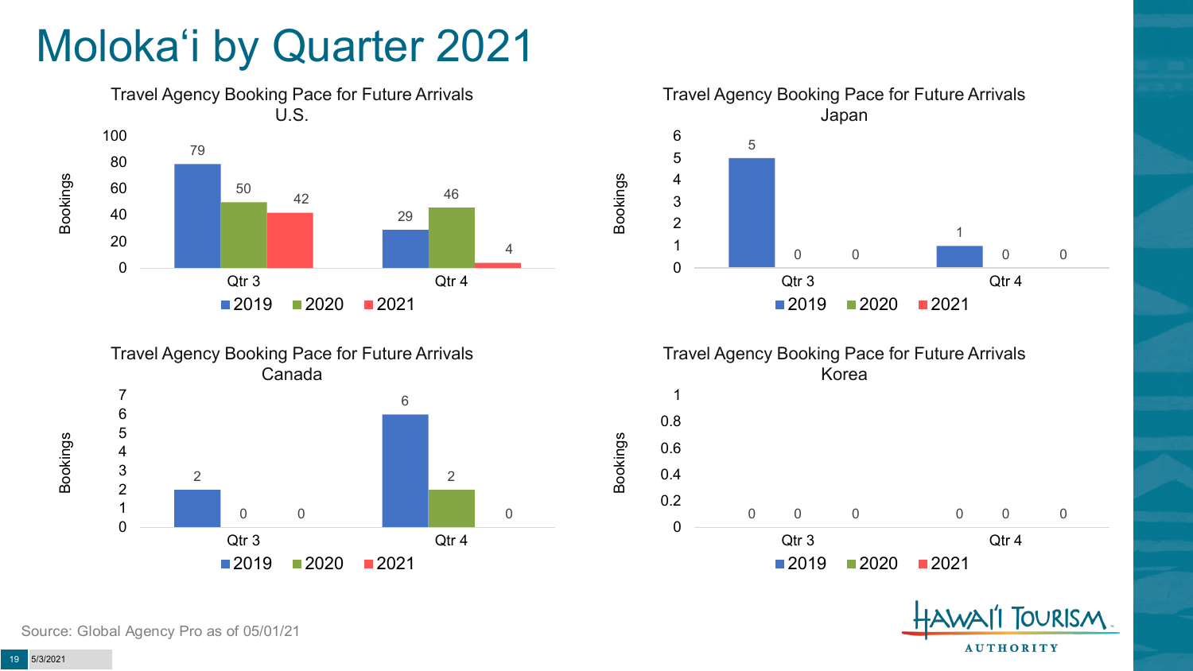# Moloka'i by Quarter 2021

## Travel Agency Booking Pace for Future Arrivals U.S.

| Bookings | 2019 | 2020 | 2021 |
|---|---|---|---|
| Qtr 3 | 79 | 50 | 42 |
| Qtr 4 | 29 | 46 | 4 |

## Travel Agency Booking Pace for Future Arrivals Japan

| Bookings | 2019 | 2020 | 2021 |
|---|---|---|---|
| Qtr 3 | 5 | 0 | 0 |
| Qtr 4 | 1 | 0 | 0 |

## Travel Agency Booking Pace for Future Arrivals Canada

| Bookings | 2019 | 2020 | 2021 |
|---|---|---|---|
| Qtr 3 | 2 | 0 | 0 |
| Qtr 4 | 6 | 2 | 0 |

## Travel Agency Booking Pace for Future Arrivals Korea

| Bookings | 2019 | 2020 | 2021 |
|---|---|---|---|
| Qtr 3 | 0 | 0 | 0 |
| Qtr 4 | 0 | 0 | 0 |

Source: Global Agency Pro as of 05/01/21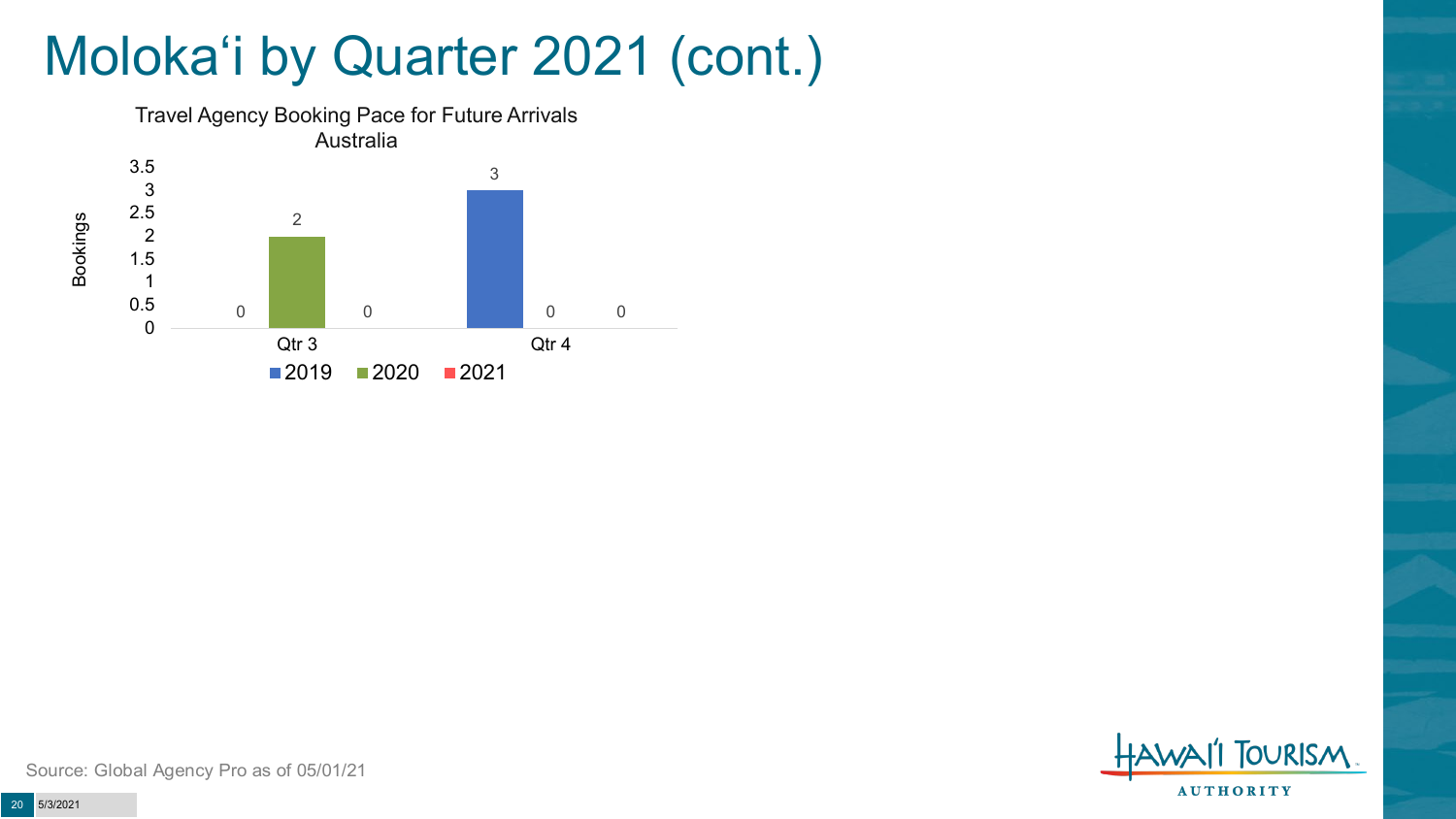# Moloka‘i by Quarter 2021 (cont.)

Travel Agency Booking Pace for Future Arrivals
Australia

| Bookings | 2019 | 2020 | 2021 |
|---|---|---|---|
| Qtr 3 | 0 | 2 | 0 |
| Qtr 4 | 3 | 0 | 0 |

Source: Global Agency Pro as of 05/01/21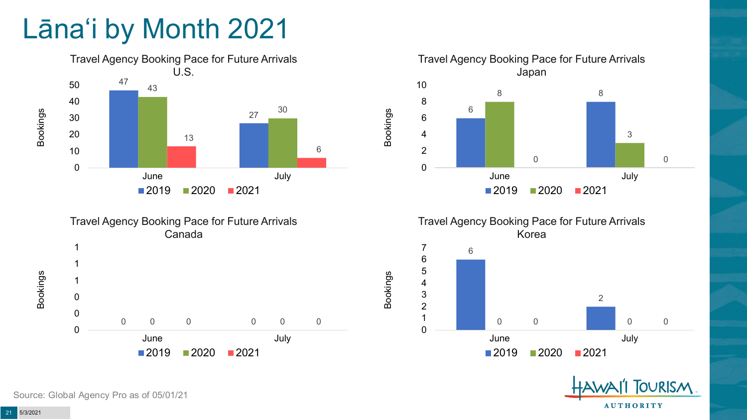# Lānaʻi by Month 2021

**Travel Agency Booking Pace for Future Arrivals U.S.**

| Bookings | 2019 | 2020 | 2021 |
| --- | --- | --- | --- |
| June | 47 | 43 | 13 |
| July | 27 | 30 | 6 |

**Travel Agency Booking Pace for Future Arrivals Japan**

| Bookings | 2019 | 2020 | 2021 |
| --- | --- | --- | --- |
| June | 6 | 8 | 0 |
| July | 8 | 3 | 0 |

**Travel Agency Booking Pace for Future Arrivals Canada**

| Bookings | 2019 | 2020 | 2021 |
| --- | --- | --- | --- |
| June | 0 | 0 | 0 |
| July | 0 | 0 | 0 |

**Travel Agency Booking Pace for Future Arrivals Korea**

| Bookings | 2019 | 2020 | 2021 |
| --- | --- | --- | --- |
| June | 6 | 0 | 0 |
| July | 2 | 0 | 0 |

Source: Global Agency Pro as of 05/01/21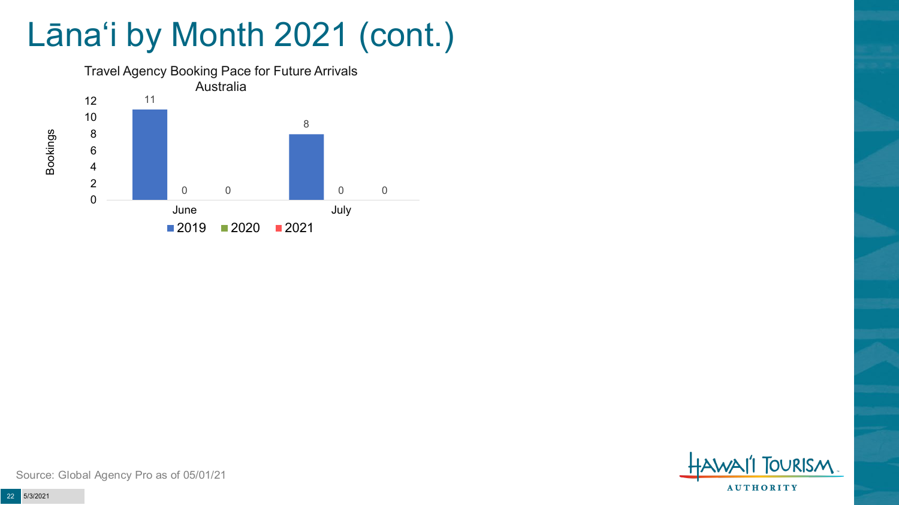# Lānaʻi by Month 2021 (cont.)

Travel Agency Booking Pace for Future Arrivals
Australia

| Month | 2019 | 2020 | 2021 |
|---|---|---|---|
| June | 11 | 0 | 0 |
| July | 8 | 0 | 0 |

Source: Global Agency Pro as of 05/01/21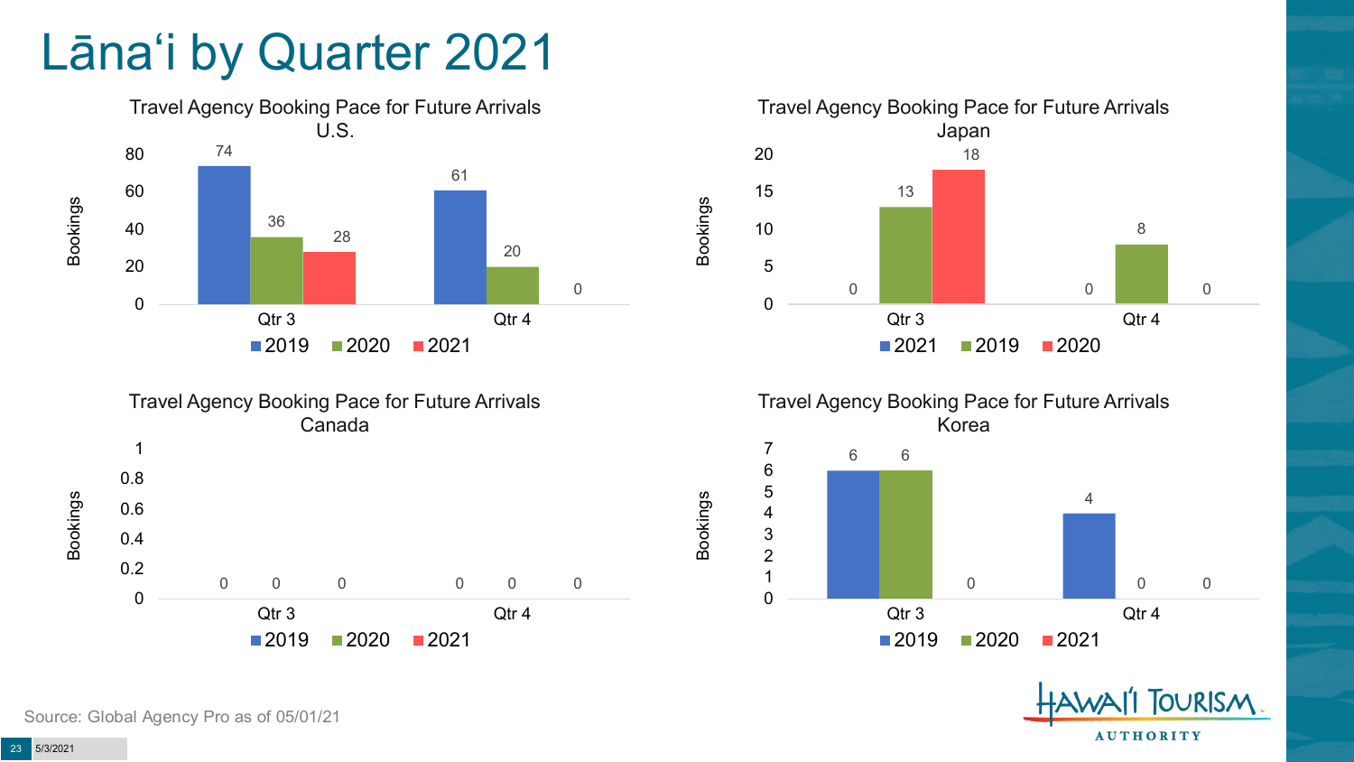# Lānaʻi by Quarter 2021

## Travel Agency Booking Pace for Future Arrivals U.S.

| Bookings | 2019 | 2020 | 2021 |
| --- | --- | --- | --- |
| Qtr 3 | 74 | 36 | 28 |
| Qtr 4 | 61 | 20 | 0 |

## Travel Agency Booking Pace for Future Arrivals Japan

| Bookings | 2021 | 2019 | 2020 |
| --- | --- | --- | --- |
| Qtr 3 | 0 | 13 | 18 |
| Qtr 4 | 0 | 8 | 0 |

## Travel Agency Booking Pace for Future Arrivals Canada

| Bookings | 2019 | 2020 | 2021 |
| --- | --- | --- | --- |
| Qtr 3 | 0 | 0 | 0 |
| Qtr 4 | 0 | 0 | 0 |

## Travel Agency Booking Pace for Future Arrivals Korea

| Bookings | 2019 | 2020 | 2021 |
| --- | --- | --- | --- |
| Qtr 3 | 6 | 6 | 0 |
| Qtr 4 | 4 | 0 | 0 |

Source: Global Agency Pro as of 05/01/21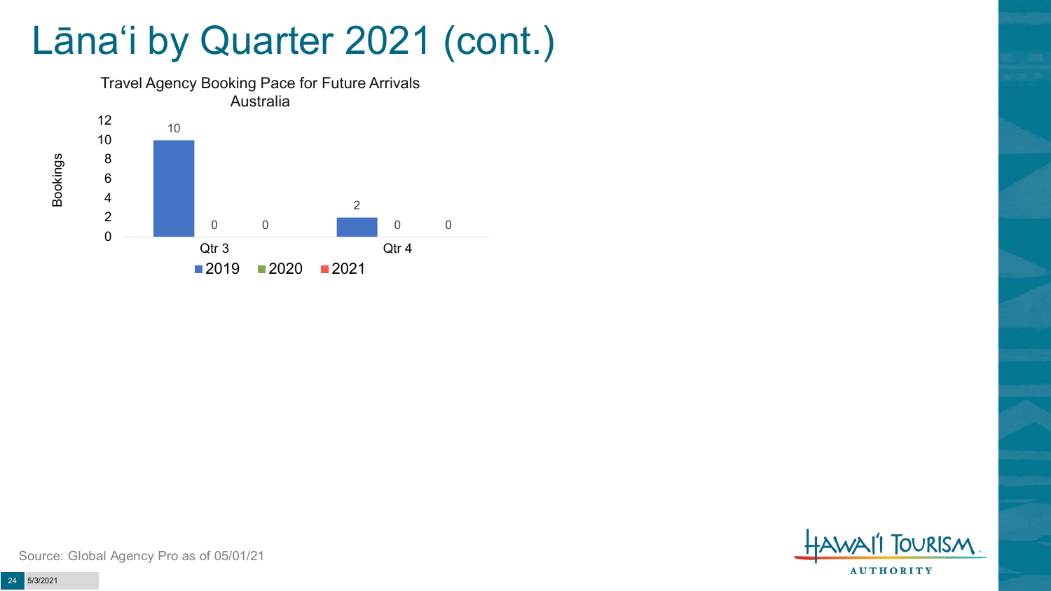# Lānaʻi by Quarter 2021 (cont.)

**Travel Agency Booking Pace for Future Arrivals**
**Australia**

| Quarter | 2019 | 2020 | 2021 |
|---|---|---|---|
| Qtr 3 | 10 | 0 | 0 |
| Qtr 4 | 2 | 0 | 0 |

Source: Global Agency Pro as of 05/01/21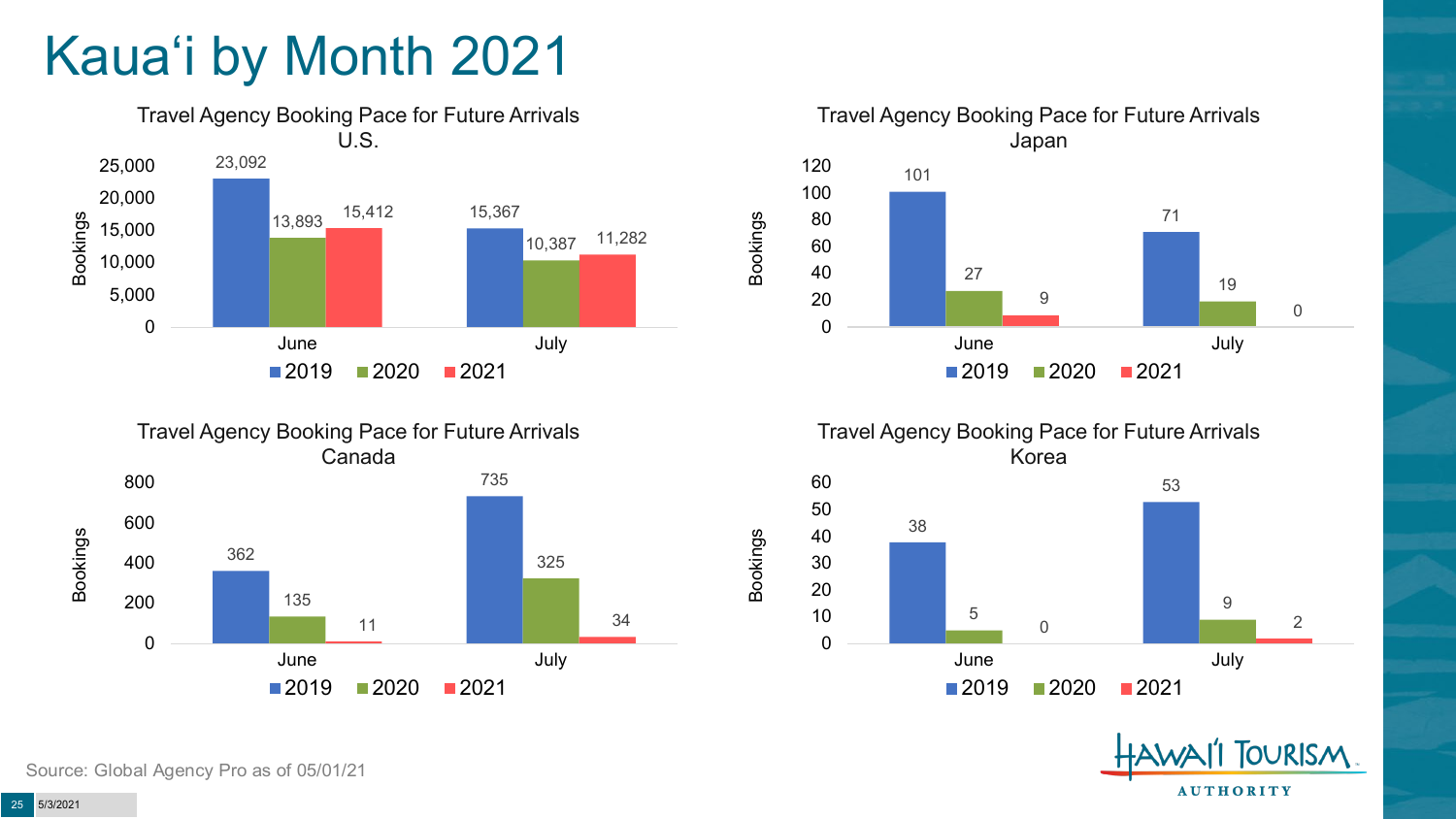# Kauaʻi by Month 2021

### Travel Agency Booking Pace for Future Arrivals U.S.

| Bookings | 2019 | 2020 | 2021 |
|---|---|---|---|
| June | 23,092 | 13,893 | 15,412 |
| July | 15,367 | 10,387 | 11,282 |

### Travel Agency Booking Pace for Future Arrivals Japan

| Bookings | 2019 | 2020 | 2021 |
|---|---|---|---|
| June | 101 | 27 | 9 |
| July | 71 | 19 | 0 |

### Travel Agency Booking Pace for Future Arrivals Canada

| Bookings | 2019 | 2020 | 2021 |
|---|---|---|---|
| June | 362 | 135 | 11 |
| July | 735 | 325 | 34 |

### Travel Agency Booking Pace for Future Arrivals Korea

| Bookings | 2019 | 2020 | 2021 |
|---|---|---|---|
| June | 38 | 5 | 0 |
| July | 53 | 9 | 2 |

Source: Global Agency Pro as of 05/01/21

5/3/2021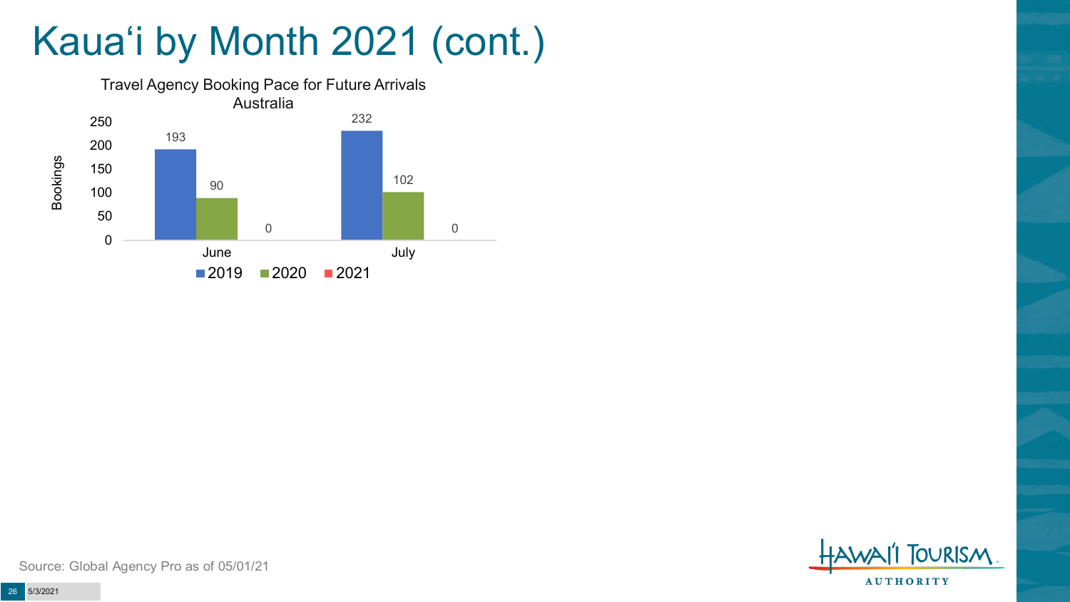# Kauaʻi by Month 2021 (cont.)

**Travel Agency Booking Pace for Future Arrivals**
**Australia**

| Bookings | 2019 | 2020 | 2021 |
|---|---|---|---|
| June | 193 | 90 | 0 |
| July | 232 | 102 | 0 |

Source: Global Agency Pro as of 05/01/21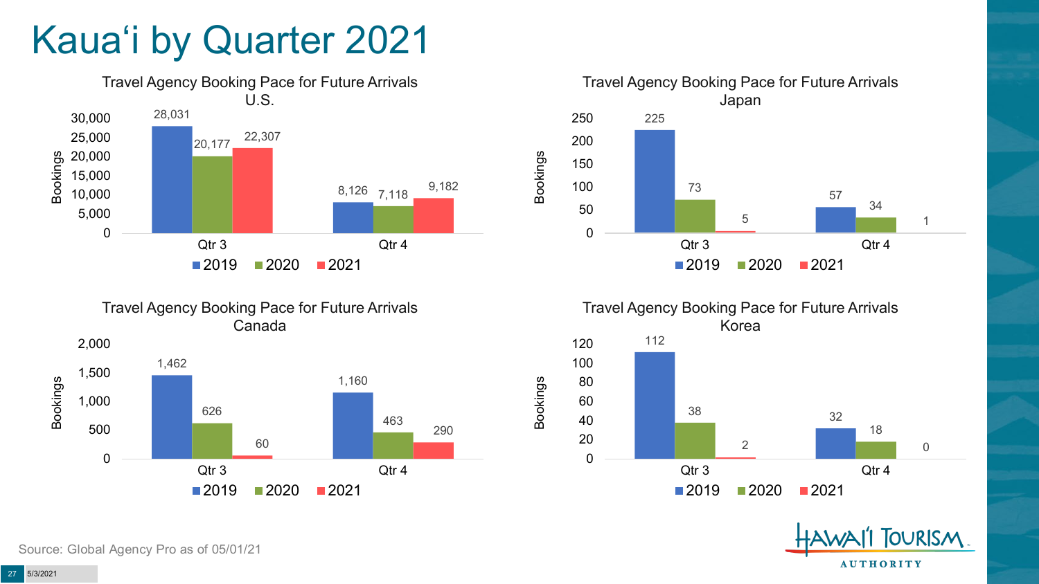# Kaua'i by Quarter 2021

### Travel Agency Booking Pace for Future Arrivals U.S.

| Bookings | 2019 | 2020 | 2021 |
|---|---|---|---|
| Qtr 3 | 28,031 | 20,177 | 22,307 |
| Qtr 4 | 8,126 | 7,118 | 9,182 |

### Travel Agency Booking Pace for Future Arrivals Japan

| Bookings | 2019 | 2020 | 2021 |
|---|---|---|---|
| Qtr 3 | 225 | 73 | 5 |
| Qtr 4 | 57 | 34 | 1 |

### Travel Agency Booking Pace for Future Arrivals Canada

| Bookings | 2019 | 2020 | 2021 |
|---|---|---|---|
| Qtr 3 | 1,462 | 626 | 60 |
| Qtr 4 | 1,160 | 463 | 290 |

### Travel Agency Booking Pace for Future Arrivals Korea

| Bookings | 2019 | 2020 | 2021 |
|---|---|---|---|
| Qtr 3 | 112 | 38 | 2 |
| Qtr 4 | 32 | 18 | 0 |

Source: Global Agency Pro as of 05/01/21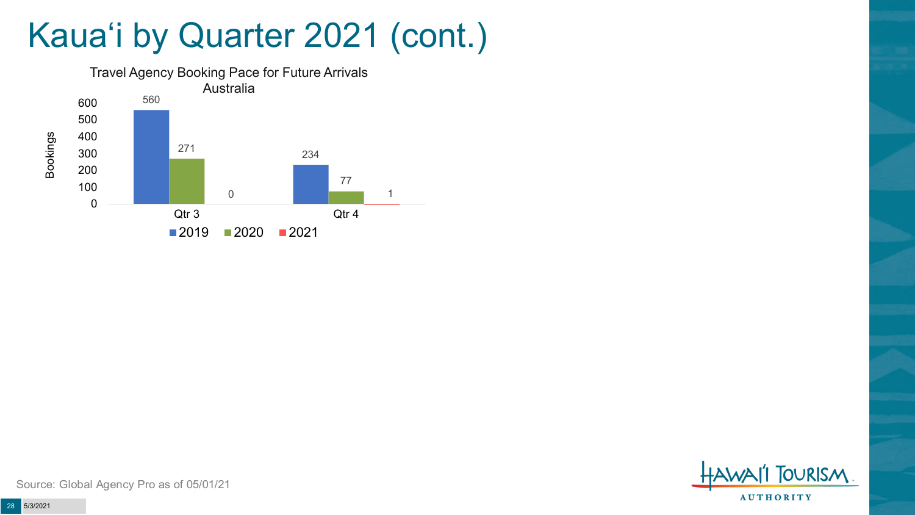# Kauaʻi by Quarter 2021 (cont.)

Travel Agency Booking Pace for Future Arrivals
Australia

| | 2019 | 2020 | 2021 |
|---|---|---|---|
| Qtr 3 | 560 | 271 | 0 |
| Qtr 4 | 234 | 77 | 1 |

Source: Global Agency Pro as of 05/01/21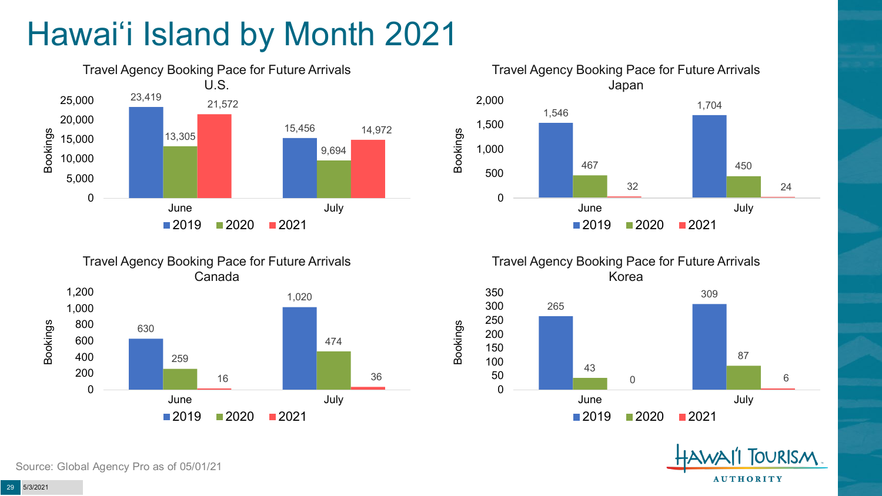# Hawai'i Island by Month 2021

### Travel Agency Booking Pace for Future Arrivals U.S.

| Bookings | 2019 | 2020 | 2021 |
|---|---|---|---|
| June | 23,419 | 13,305 | 21,572 |
| July | 15,456 | 9,694 | 14,972 |

### Travel Agency Booking Pace for Future Arrivals Japan

| Bookings | 2019 | 2020 | 2021 |
|---|---|---|---|
| June | 1,546 | 467 | 32 |
| July | 1,704 | 450 | 24 |

### Travel Agency Booking Pace for Future Arrivals Canada

| Bookings | 2019 | 2020 | 2021 |
|---|---|---|---|
| June | 630 | 259 | 16 |
| July | 1,020 | 474 | 36 |

### Travel Agency Booking Pace for Future Arrivals Korea

| Bookings | 2019 | 2020 | 2021 |
|---|---|---|---|
| June | 265 | 43 | 0 |
| July | 309 | 87 | 6 |

Source: Global Agency Pro as of 05/01/21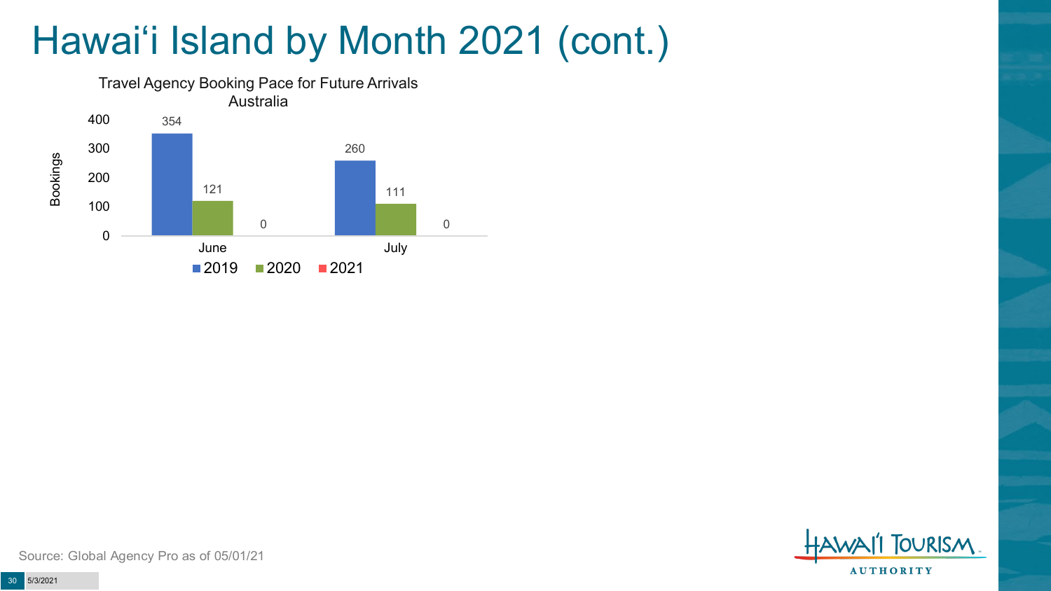# Hawai‘i Island by Month 2021 (cont.)

Travel Agency Booking Pace for Future Arrivals
Australia

| Month | 2019 | 2020 | 2021 |
|---|---|---|---|
| June | 354 | 121 | 0 |
| July | 260 | 111 | 0 |

Source: Global Agency Pro as of 05/01/21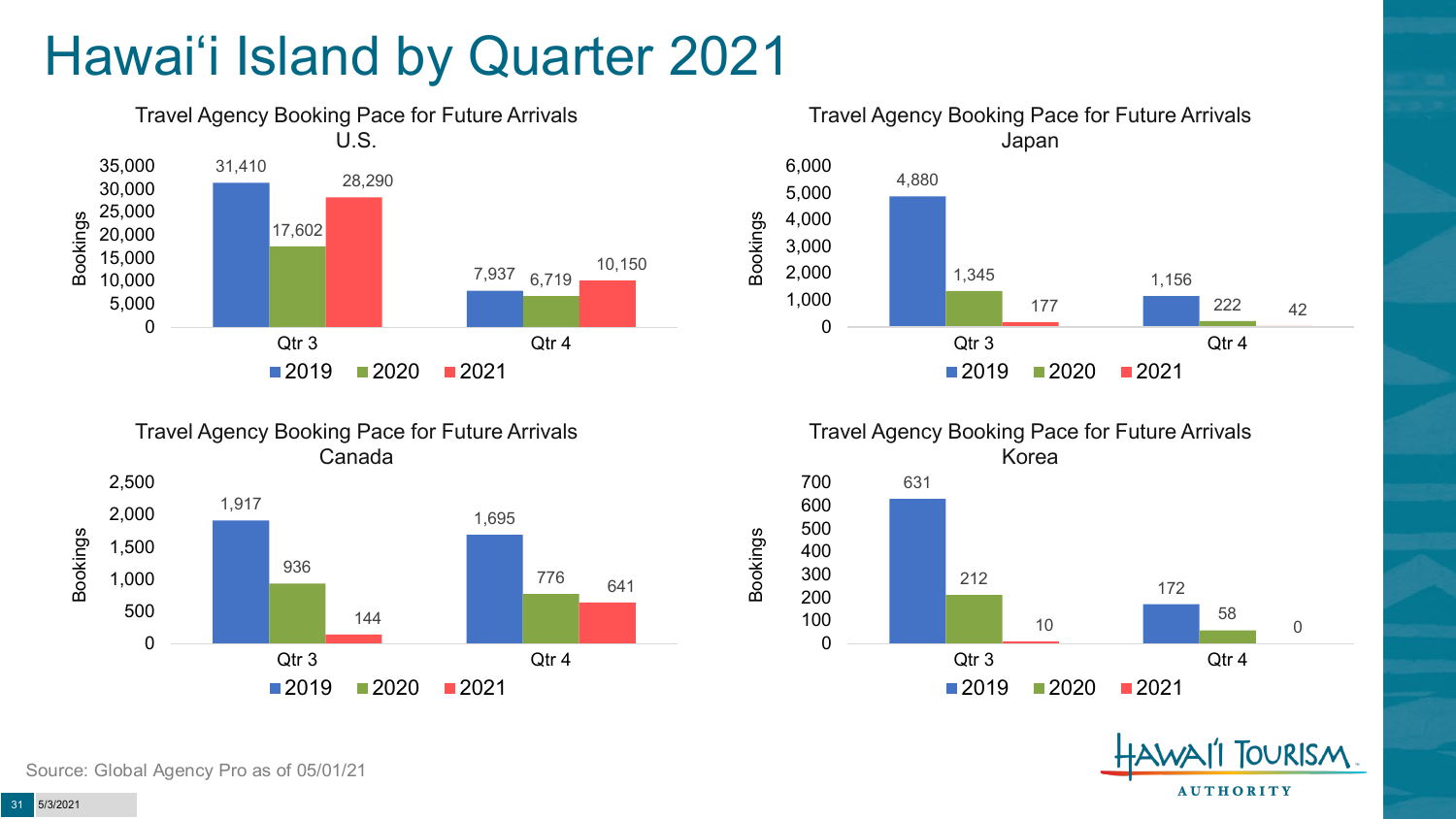# Hawai'i Island by Quarter 2021

### Travel Agency Booking Pace for Future Arrivals U.S.

| Bookings | 2019 | 2020 | 2021 |
|---|---|---|---|
| Qtr 3 | 31,410 | 17,602 | 28,290 |
| Qtr 4 | 7,937 | 6,719 | 10,150 |

### Travel Agency Booking Pace for Future Arrivals Japan

| Bookings | 2019 | 2020 | 2021 |
|---|---|---|---|
| Qtr 3 | 4,880 | 1,345 | 177 |
| Qtr 4 | 1,156 | 222 | 42 |

### Travel Agency Booking Pace for Future Arrivals Canada

| Bookings | 2019 | 2020 | 2021 |
|---|---|---|---|
| Qtr 3 | 1,917 | 936 | 144 |
| Qtr 4 | 1,695 | 776 | 641 |

### Travel Agency Booking Pace for Future Arrivals Korea

| Bookings | 2019 | 2020 | 2021 |
|---|---|---|---|
| Qtr 3 | 631 | 212 | 10 |
| Qtr 4 | 172 | 58 | 0 |

Source: Global Agency Pro as of 05/01/21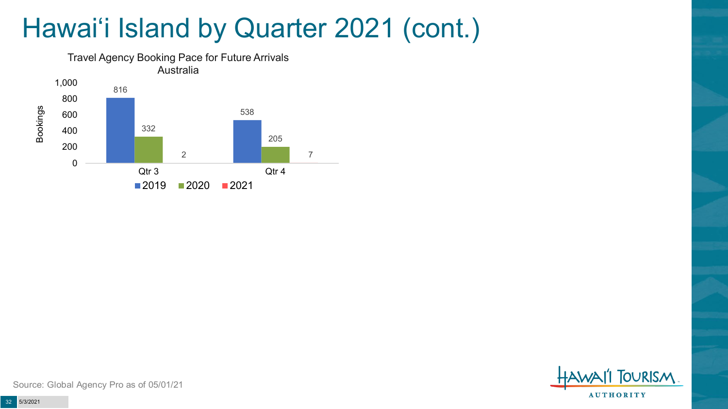# Hawai'i Island by Quarter 2021 (cont.)

Travel Agency Booking Pace for Future Arrivals
Australia

Bookings

1,000
800
600
400
200
0

816
332
2
538
205
7

Qtr 3
Qtr 4

2019 2020 2021

Source: Global Agency Pro as of 05/01/21